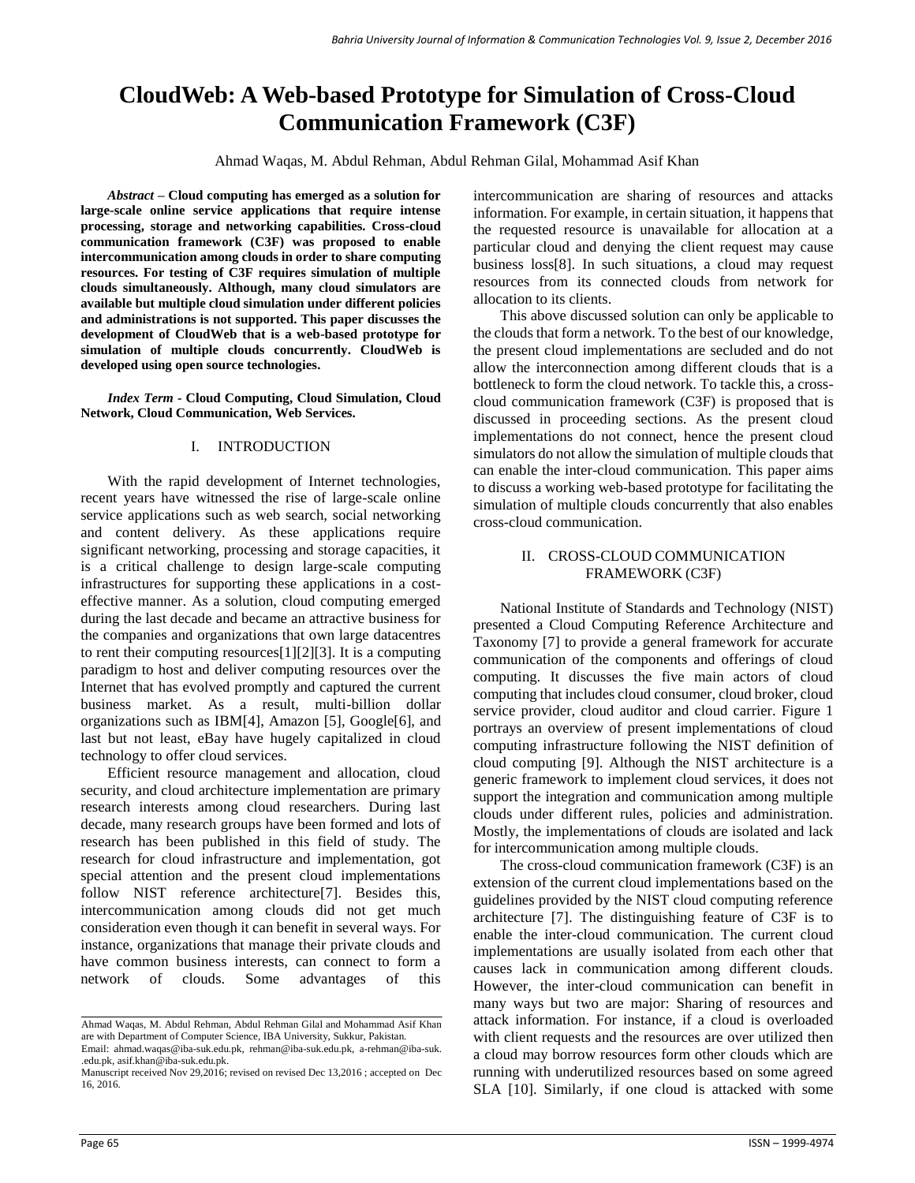# CloudWeb: A Web-based Prototype for Simulation of Cross-Cloud Communication Framework (C3F)

Ahmad Waqas, M. Abdul Rehman, Abdul Rehman Gilal, Mohammad Asif Khan

***Abstract* – Cloud computing has emerged as a solution for large-scale online service applications that require intense processing, storage and networking capabilities. Cross-cloud communication framework (C3F) was proposed to enable intercommunication among clouds in order to share computing resources. For testing of C3F requires simulation of multiple clouds simultaneously. Although, many cloud simulators are available but multiple cloud simulation under different policies and administrations is not supported. This paper discusses the development of CloudWeb that is a web-based prototype for simulation of multiple clouds concurrently. CloudWeb is developed using open source technologies.**

***Index Term* - Cloud Computing, Cloud Simulation, Cloud Network, Cloud Communication, Web Services.**

## I. INTRODUCTION

With the rapid development of Internet technologies, recent years have witnessed the rise of large-scale online service applications such as web search, social networking and content delivery. As these applications require significant networking, processing and storage capacities, it is a critical challenge to design large-scale computing infrastructures for supporting these applications in a cost-effective manner. As a solution, cloud computing emerged during the last decade and became an attractive business for the companies and organizations that own large datacentres to rent their computing resources[1][2][3]. It is a computing paradigm to host and deliver computing resources over the Internet that has evolved promptly and captured the current business market. As a result, multi-billion dollar organizations such as IBM[4], Amazon [5], Google[6], and last but not least, eBay have hugely capitalized in cloud technology to offer cloud services.

Efficient resource management and allocation, cloud security, and cloud architecture implementation are primary research interests among cloud researchers. During last decade, many research groups have been formed and lots of research has been published in this field of study. The research for cloud infrastructure and implementation, got special attention and the present cloud implementations follow NIST reference architecture[7]. Besides this, intercommunication among clouds did not get much consideration even though it can benefit in several ways. For instance, organizations that manage their private clouds and have common business interests, can connect to form a network of clouds. Some advantages of this intercommunication are sharing of resources and attacks information. For example, in certain situation, it happens that the requested resource is unavailable for allocation at a particular cloud and denying the client request may cause business loss[8]. In such situations, a cloud may request resources from its connected clouds from network for allocation to its clients.

This above discussed solution can only be applicable to the clouds that form a network. To the best of our knowledge, the present cloud implementations are secluded and do not allow the interconnection among different clouds that is a bottleneck to form the cloud network. To tackle this, a cross-cloud communication framework (C3F) is proposed that is discussed in proceeding sections. As the present cloud implementations do not connect, hence the present cloud simulators do not allow the simulation of multiple clouds that can enable the inter-cloud communication. This paper aims to discuss a working web-based prototype for facilitating the simulation of multiple clouds concurrently that also enables cross-cloud communication.

## II. CROSS-CLOUD COMMUNICATION FRAMEWORK (C3F)

National Institute of Standards and Technology (NIST) presented a Cloud Computing Reference Architecture and Taxonomy [7] to provide a general framework for accurate communication of the components and offerings of cloud computing. It discusses the five main actors of cloud computing that includes cloud consumer, cloud broker, cloud service provider, cloud auditor and cloud carrier. Figure 1 portrays an overview of present implementations of cloud computing infrastructure following the NIST definition of cloud computing [9]. Although the NIST architecture is a generic framework to implement cloud services, it does not support the integration and communication among multiple clouds under different rules, policies and administration. Mostly, the implementations of clouds are isolated and lack for intercommunication among multiple clouds.

The cross-cloud communication framework (C3F) is an extension of the current cloud implementations based on the guidelines provided by the NIST cloud computing reference architecture [7]. The distinguishing feature of C3F is to enable the inter-cloud communication. The current cloud implementations are usually isolated from each other that causes lack in communication among different clouds. However, the inter-cloud communication can benefit in many ways but two are major: Sharing of resources and attack information. For instance, if a cloud is overloaded with client requests and the resources are over utilized then a cloud may borrow resources form other clouds which are running with underutilized resources based on some agreed SLA [10]. Similarly, if one cloud is attacked with some

---

Ahmad Waqas, M. Abdul Rehman, Abdul Rehman Gilal and Mohammad Asif Khan are with Department of Computer Science, IBA University, Sukkur, Pakistan.

Email: ahmad.waqas@iba-suk.edu.pk, rehman@iba-suk.edu.pk, a-rehman@iba-suk..edu.pk, asif.khan@iba-suk.edu.pk.

Manuscript received Nov 29,2016; revised on revised Dec 13,2016 ; accepted on Dec 16, 2016.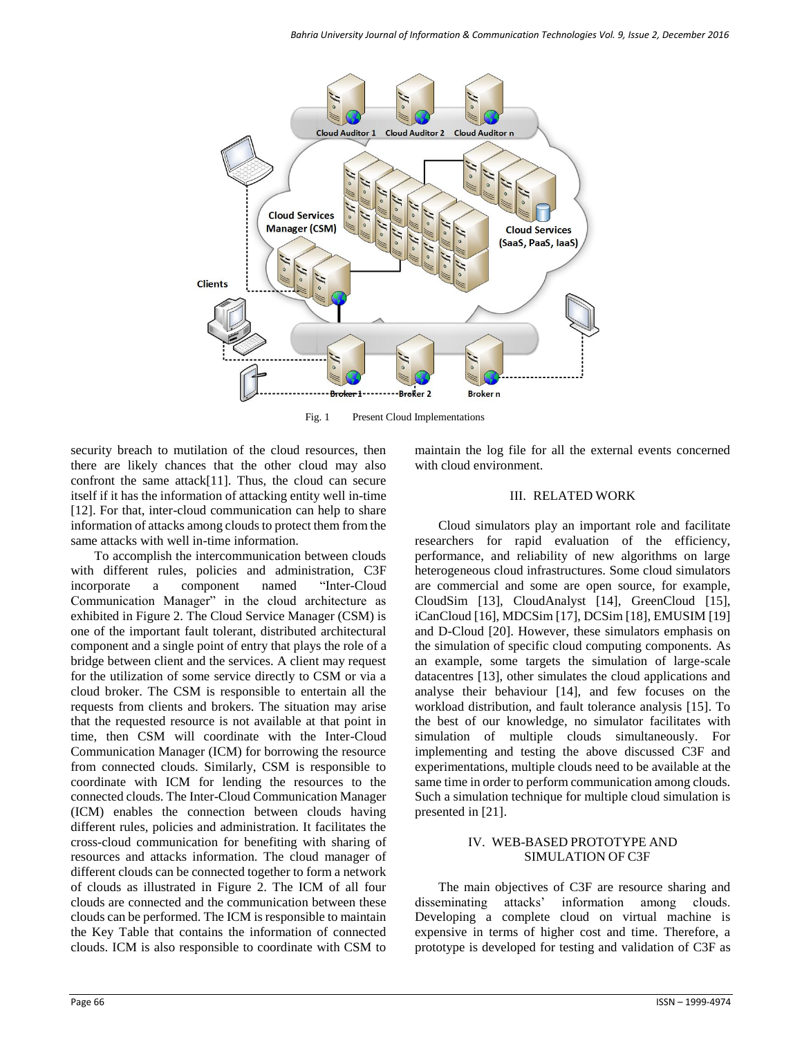Fig. 1 Present Cloud Implementations

security breach to mutilation of the cloud resources, then there are likely chances that the other cloud may also confront the same attack[11]. Thus, the cloud can secure itself if it has the information of attacking entity well in-time [12]. For that, inter-cloud communication can help to share information of attacks among clouds to protect them from the same attacks with well in-time information.

To accomplish the intercommunication between clouds with different rules, policies and administration, C3F incorporate a component named "Inter-Cloud Communication Manager" in the cloud architecture as exhibited in Figure 2. The Cloud Service Manager (CSM) is one of the important fault tolerant, distributed architectural component and a single point of entry that plays the role of a bridge between client and the services. A client may request for the utilization of some service directly to CSM or via a cloud broker. The CSM is responsible to entertain all the requests from clients and brokers. The situation may arise that the requested resource is not available at that point in time, then CSM will coordinate with the Inter-Cloud Communication Manager (ICM) for borrowing the resource from connected clouds. Similarly, CSM is responsible to coordinate with ICM for lending the resources to the connected clouds. The Inter-Cloud Communication Manager (ICM) enables the connection between clouds having different rules, policies and administration. It facilitates the cross-cloud communication for benefiting with sharing of resources and attacks information. The cloud manager of different clouds can be connected together to form a network of clouds as illustrated in Figure 2. The ICM of all four clouds are connected and the communication between these clouds can be performed. The ICM is responsible to maintain the Key Table that contains the information of connected clouds. ICM is also responsible to coordinate with CSM to maintain the log file for all the external events concerned with cloud environment.

## III. RELATED WORK

Cloud simulators play an important role and facilitate researchers for rapid evaluation of the efficiency, performance, and reliability of new algorithms on large heterogeneous cloud infrastructures. Some cloud simulators are commercial and some are open source, for example, CloudSim [13], CloudAnalyst [14], GreenCloud [15], iCanCloud [16], MDCSim [17], DCSim [18], EMUSIM [19] and D-Cloud [20]. However, these simulators emphasis on the simulation of specific cloud computing components. As an example, some targets the simulation of large-scale datacentres [13], other simulates the cloud applications and analyse their behaviour [14], and few focuses on the workload distribution, and fault tolerance analysis [15]. To the best of our knowledge, no simulator facilitates with simulation of multiple clouds simultaneously. For implementing and testing the above discussed C3F and experimentations, multiple clouds need to be available at the same time in order to perform communication among clouds. Such a simulation technique for multiple cloud simulation is presented in [21].

## IV. WEB-BASED PROTOTYPE AND SIMULATION OF C3F

The main objectives of C3F are resource sharing and disseminating attacks' information among clouds. Developing a complete cloud on virtual machine is expensive in terms of higher cost and time. Therefore, a prototype is developed for testing and validation of C3F as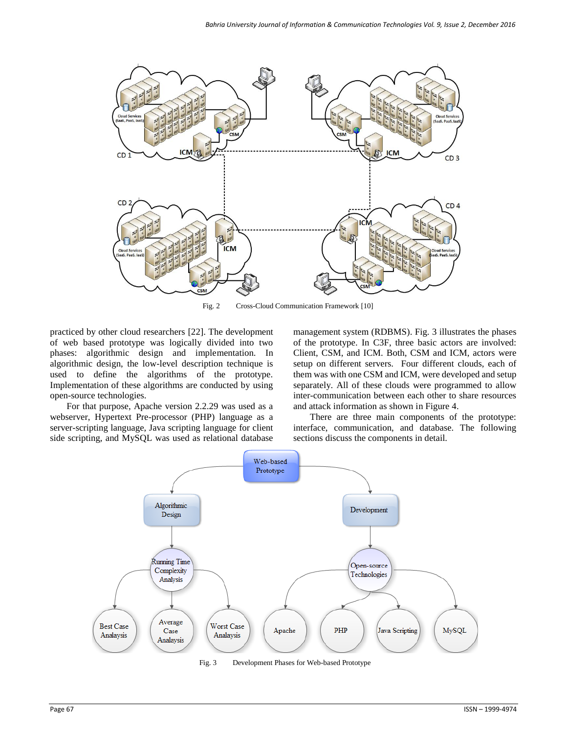Fig. 2 Cross-Cloud Communication Framework [10]

practiced by other cloud researchers [22]. The development of web based prototype was logically divided into two phases: algorithmic design and implementation. In algorithmic design, the low-level description technique is used to define the algorithms of the prototype. Implementation of these algorithms are conducted by using open-source technologies.

For that purpose, Apache version 2.2.29 was used as a webserver, Hypertext Pre-processor (PHP) language as a server-scripting language, Java scripting language for client side scripting, and MySQL was used as relational database management system (RDBMS). Fig. 3 illustrates the phases of the prototype. In C3F, three basic actors are involved: Client, CSM, and ICM. Both, CSM and ICM, actors were setup on different servers. Four different clouds, each of them was with one CSM and ICM, were developed and setup separately. All of these clouds were programmed to allow inter-communication between each other to share resources and attack information as shown in Figure 4.

There are three main components of the prototype: interface, communication, and database. The following sections discuss the components in detail.

Fig. 3 Development Phases for Web-based Prototype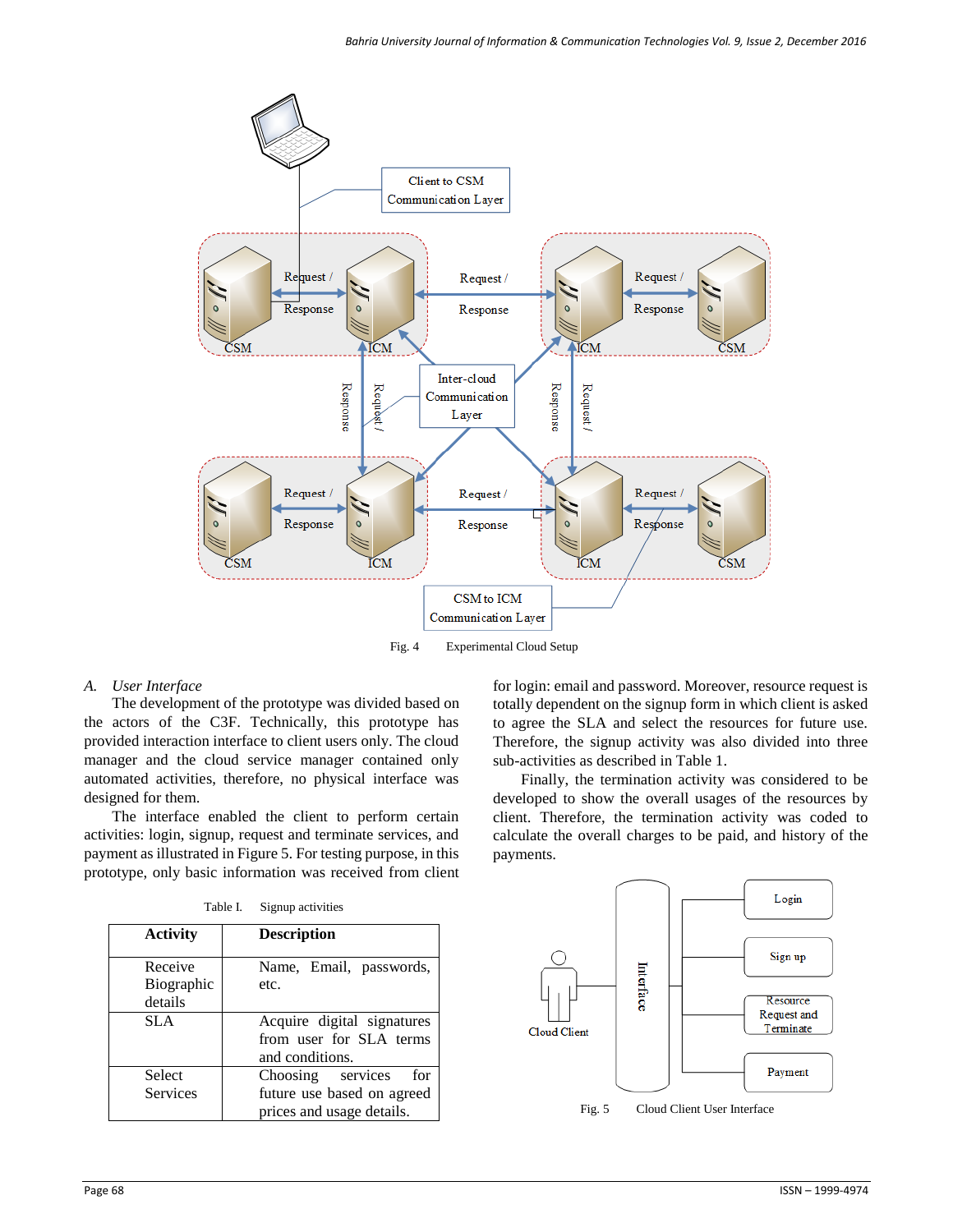Fig. 4 Experimental Cloud Setup

### A. *User Interface*

The development of the prototype was divided based on the actors of the C3F. Technically, this prototype has provided interaction interface to client users only. The cloud manager and the cloud service manager contained only automated activities, therefore, no physical interface was designed for them.

The interface enabled the client to perform certain activities: login, signup, request and terminate services, and payment as illustrated in Figure 5. For testing purpose, in this prototype, only basic information was received from client for login: email and password. Moreover, resource request is totally dependent on the signup form in which client is asked to agree the SLA and select the resources for future use. Therefore, the signup activity was also divided into three sub-activities as described in Table 1.

Finally, the termination activity was considered to be developed to show the overall usages of the resources by client. Therefore, the termination activity was coded to calculate the overall charges to be paid, and history of the payments.

Table I. Signup activities

| Activity | Description |
|---|---|
| Receive Biographic details | Name, Email, passwords, etc. |
| SLA | Acquire digital signatures from user for SLA terms and conditions. |
| Select Services | Choosing services for future use based on agreed prices and usage details. |

Fig. 5 Cloud Client User Interface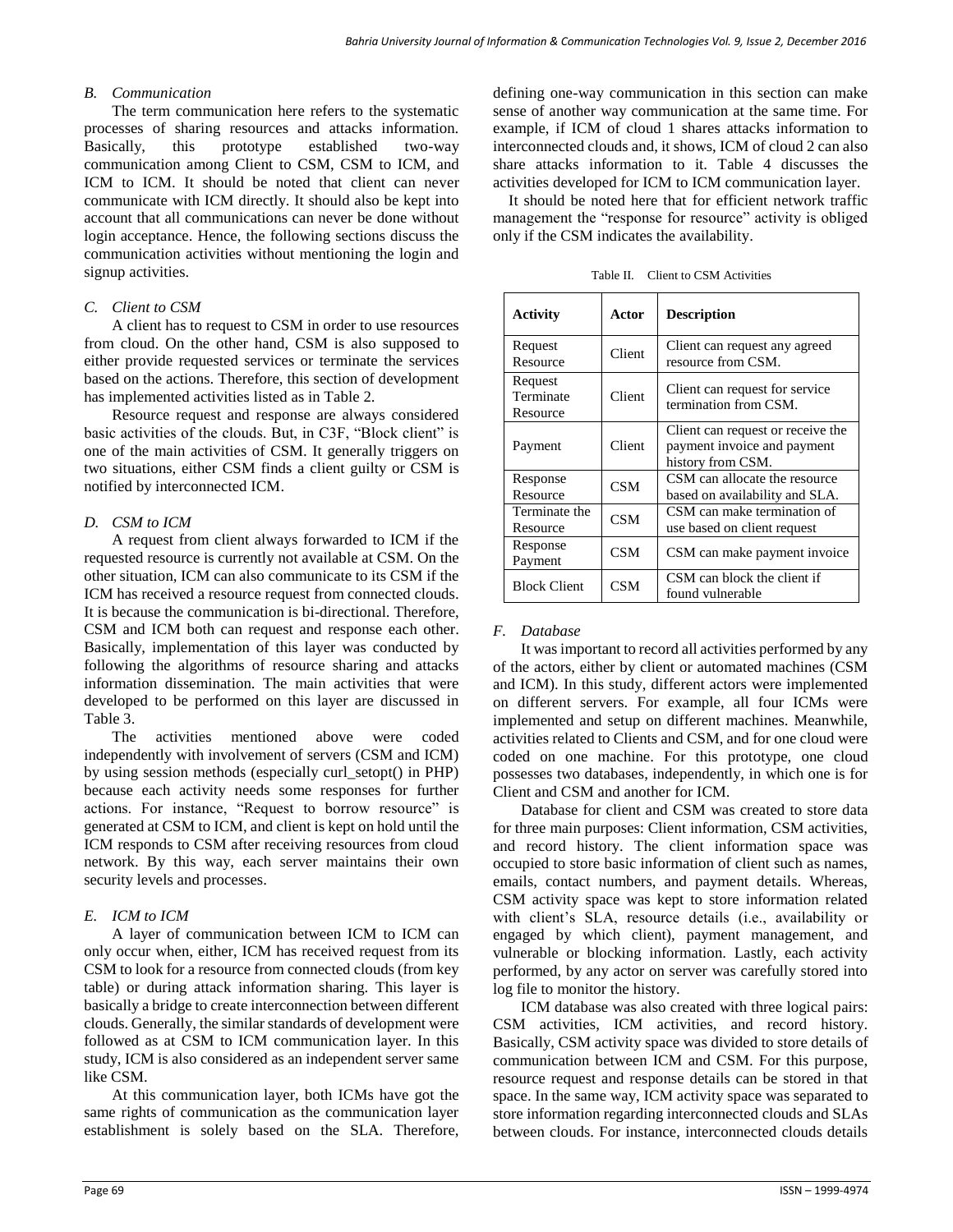### B. Communication

The term communication here refers to the systematic processes of sharing resources and attacks information. Basically, this prototype established two-way communication among Client to CSM, CSM to ICM, and ICM to ICM. It should be noted that client can never communicate with ICM directly. It should also be kept into account that all communications can never be done without login acceptance. Hence, the following sections discuss the communication activities without mentioning the login and signup activities.

### C. Client to CSM

A client has to request to CSM in order to use resources from cloud. On the other hand, CSM is also supposed to either provide requested services or terminate the services based on the actions. Therefore, this section of development has implemented activities listed as in Table 2.

Resource request and response are always considered basic activities of the clouds. But, in C3F, "Block client" is one of the main activities of CSM. It generally triggers on two situations, either CSM finds a client guilty or CSM is notified by interconnected ICM.

### D. CSM to ICM

A request from client always forwarded to ICM if the requested resource is currently not available at CSM. On the other situation, ICM can also communicate to its CSM if the ICM has received a resource request from connected clouds. It is because the communication is bi-directional. Therefore, CSM and ICM both can request and response each other. Basically, implementation of this layer was conducted by following the algorithms of resource sharing and attacks information dissemination. The main activities that were developed to be performed on this layer are discussed in Table 3.

The activities mentioned above were coded independently with involvement of servers (CSM and ICM) by using session methods (especially curl_setopt() in PHP) because each activity needs some responses for further actions. For instance, "Request to borrow resource" is generated at CSM to ICM, and client is kept on hold until the ICM responds to CSM after receiving resources from cloud network. By this way, each server maintains their own security levels and processes.

### E. ICM to ICM

A layer of communication between ICM to ICM can only occur when, either, ICM has received request from its CSM to look for a resource from connected clouds (from key table) or during attack information sharing. This layer is basically a bridge to create interconnection between different clouds. Generally, the similar standards of development were followed as at CSM to ICM communication layer. In this study, ICM is also considered as an independent server same like CSM.

At this communication layer, both ICMs have got the same rights of communication as the communication layer establishment is solely based on the SLA. Therefore, defining one-way communication in this section can make sense of another way communication at the same time. For example, if ICM of cloud 1 shares attacks information to interconnected clouds and, it shows, ICM of cloud 2 can also share attacks information to it. Table 4 discusses the activities developed for ICM to ICM communication layer.

It should be noted here that for efficient network traffic management the "response for resource" activity is obliged only if the CSM indicates the availability.

Table II. Client to CSM Activities

| Activity | Actor | Description |
|---|---|---|
| Request Resource | Client | Client can request any agreed resource from CSM. |
| Request Terminate Resource | Client | Client can request for service termination from CSM. |
| Payment | Client | Client can request or receive the payment invoice and payment history from CSM. |
| Response Resource | CSM | CSM can allocate the resource based on availability and SLA. |
| Terminate the Resource | CSM | CSM can make termination of use based on client request |
| Response Payment | CSM | CSM can make payment invoice |
| Block Client | CSM | CSM can block the client if found vulnerable |

### F. Database

It was important to record all activities performed by any of the actors, either by client or automated machines (CSM and ICM). In this study, different actors were implemented on different servers. For example, all four ICMs were implemented and setup on different machines. Meanwhile, activities related to Clients and CSM, and for one cloud were coded on one machine. For this prototype, one cloud possesses two databases, independently, in which one is for Client and CSM and another for ICM.

Database for client and CSM was created to store data for three main purposes: Client information, CSM activities, and record history. The client information space was occupied to store basic information of client such as names, emails, contact numbers, and payment details. Whereas, CSM activity space was kept to store information related with client's SLA, resource details (i.e., availability or engaged by which client), payment management, and vulnerable or blocking information. Lastly, each activity performed, by any actor on server was carefully stored into log file to monitor the history.

ICM database was also created with three logical pairs: CSM activities, ICM activities, and record history. Basically, CSM activity space was divided to store details of communication between ICM and CSM. For this purpose, resource request and response details can be stored in that space. In the same way, ICM activity space was separated to store information regarding interconnected clouds and SLAs between clouds. For instance, interconnected clouds details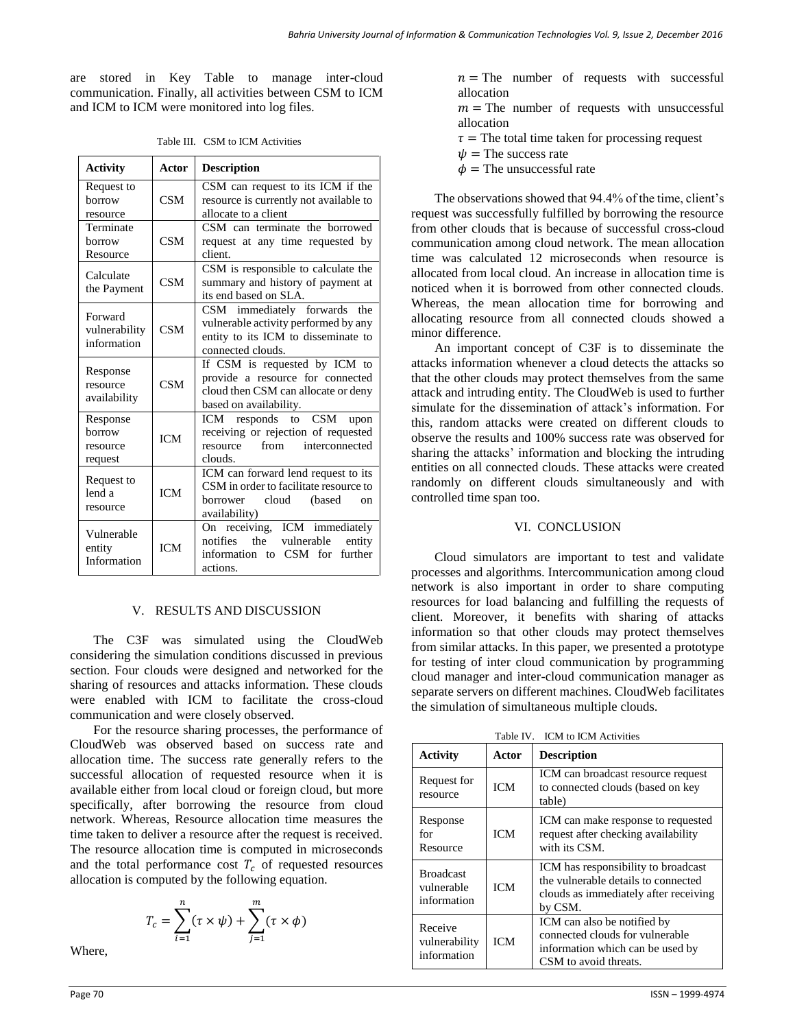are stored in Key Table to manage inter-cloud communication. Finally, all activities between CSM to ICM and ICM to ICM were monitored into log files.

Table III. CSM to ICM Activities

| Activity | Actor | Description |
|---|---|---|
| Request to borrow resource | CSM | CSM can request to its ICM if the resource is currently not available to allocate to a client |
| Terminate borrow Resource | CSM | CSM can terminate the borrowed request at any time requested by client. |
| Calculate the Payment | CSM | CSM is responsible to calculate the summary and history of payment at its end based on SLA. |
| Forward vulnerability information | CSM | CSM immediately forwards the vulnerable activity performed by any entity to its ICM to disseminate to connected clouds. |
| Response resource availability | CSM | If CSM is requested by ICM to provide a resource for connected cloud then CSM can allocate or deny based on availability. |
| Response borrow resource request | ICM | ICM responds to CSM upon receiving or rejection of requested resource from interconnected clouds. |
| Request to lend a resource | ICM | ICM can forward lend request to its CSM in order to facilitate resource to borrower cloud (based on availability) |
| Vulnerable entity Information | ICM | On receiving, ICM immediately notifies the vulnerable entity information to CSM for further actions. |

## V. RESULTS AND DISCUSSION

The C3F was simulated using the CloudWeb considering the simulation conditions discussed in previous section. Four clouds were designed and networked for the sharing of resources and attacks information. These clouds were enabled with ICM to facilitate the cross-cloud communication and were closely observed.

For the resource sharing processes, the performance of CloudWeb was observed based on success rate and allocation time. The success rate generally refers to the successful allocation of requested resource when it is available either from local cloud or foreign cloud, but more specifically, after borrowing the resource from cloud network. Whereas, Resource allocation time measures the time taken to deliver a resource after the request is received. The resource allocation time is computed in microseconds and the total performance cost $T_c$ of requested resources allocation is computed by the following equation.

$$T_c = \sum_{i=1}^{n} (\tau \times \psi) + \sum_{j=1}^{m} (\tau \times \phi)$$

Where,

$n =$ The number of requests with successful allocation

$m =$ The number of requests with unsuccessful allocation

$\tau =$ The total time taken for processing request

$\psi =$ The success rate

$\phi =$ The unsuccessful rate

The observations showed that 94.4% of the time, client's request was successfully fulfilled by borrowing the resource from other clouds that is because of successful cross-cloud communication among cloud network. The mean allocation time was calculated 12 microseconds when resource is allocated from local cloud. An increase in allocation time is noticed when it is borrowed from other connected clouds. Whereas, the mean allocation time for borrowing and allocating resource from all connected clouds showed a minor difference.

An important concept of C3F is to disseminate the attacks information whenever a cloud detects the attacks so that the other clouds may protect themselves from the same attack and intruding entity. The CloudWeb is used to further simulate for the dissemination of attack's information. For this, random attacks were created on different clouds to observe the results and 100% success rate was observed for sharing the attacks' information and blocking the intruding entities on all connected clouds. These attacks were created randomly on different clouds simultaneously and with controlled time span too.

## VI. CONCLUSION

Cloud simulators are important to test and validate processes and algorithms. Intercommunication among cloud network is also important in order to share computing resources for load balancing and fulfilling the requests of client. Moreover, it benefits with sharing of attacks information so that other clouds may protect themselves from similar attacks. In this paper, we presented a prototype for testing of inter cloud communication by programming cloud manager and inter-cloud communication manager as separate servers on different machines. CloudWeb facilitates the simulation of simultaneous multiple clouds.

Table IV. ICM to ICM Activities

| Activity | Actor | Description |
|---|---|---|
| Request for resource | ICM | ICM can broadcast resource request to connected clouds (based on key table) |
| Response for Resource | ICM | ICM can make response to requested request after checking availability with its CSM. |
| Broadcast vulnerable information | ICM | ICM has responsibility to broadcast the vulnerable details to connected clouds as immediately after receiving by CSM. |
| Receive vulnerability information | ICM | ICM can also be notified by connected clouds for vulnerable information which can be used by CSM to avoid threats. |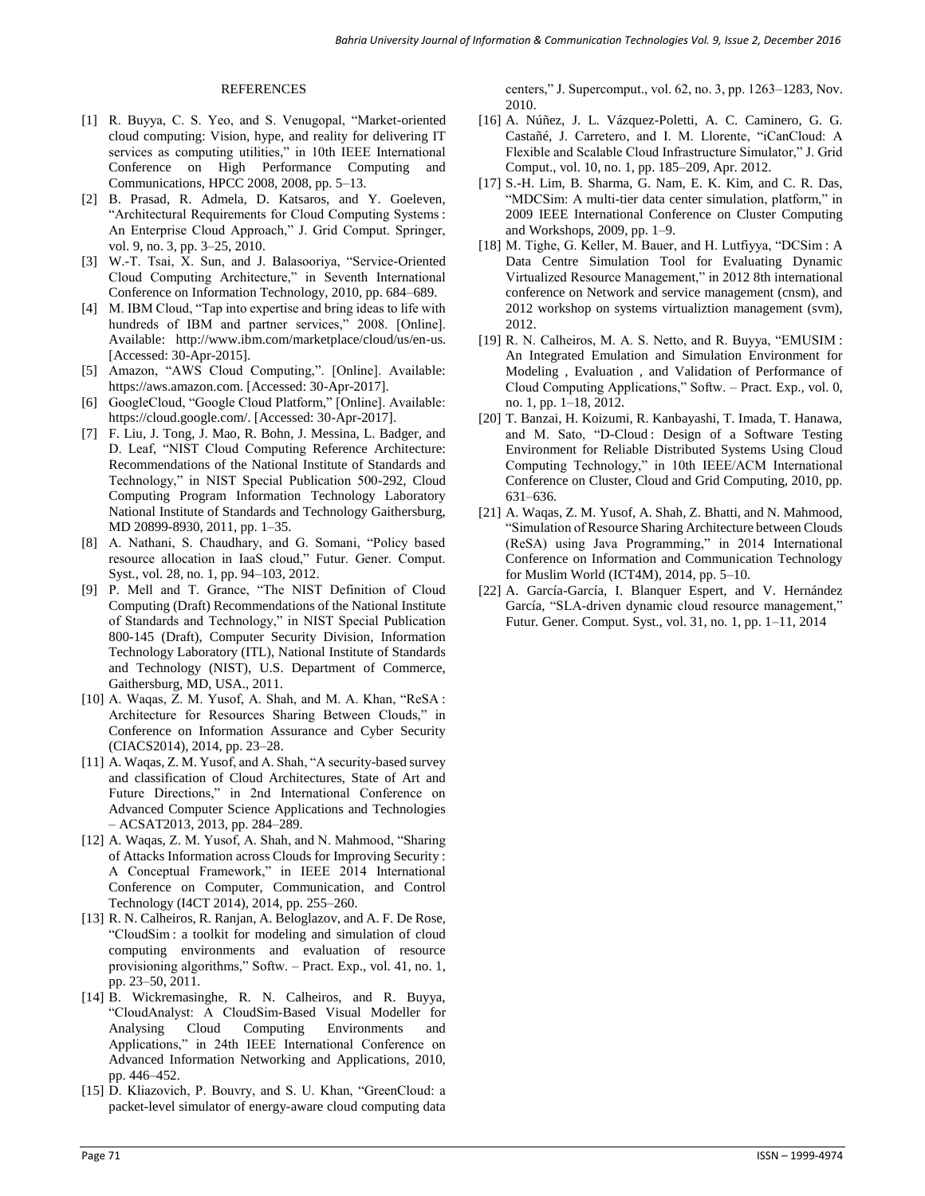## REFERENCES

[1] R. Buyya, C. S. Yeo, and S. Venugopal, "Market-oriented cloud computing: Vision, hype, and reality for delivering IT services as computing utilities," in 10th IEEE International Conference on High Performance Computing and Communications, HPCC 2008, 2008, pp. 5–13.

[2] B. Prasad, R. Admela, D. Katsaros, and Y. Goeleven, "Architectural Requirements for Cloud Computing Systems : An Enterprise Cloud Approach," J. Grid Comput. Springer, vol. 9, no. 3, pp. 3–25, 2010.

[3] W.-T. Tsai, X. Sun, and J. Balasooriya, "Service-Oriented Cloud Computing Architecture," in Seventh International Conference on Information Technology, 2010, pp. 684–689.

[4] M. IBM Cloud, "Tap into expertise and bring ideas to life with hundreds of IBM and partner services," 2008. [Online]. Available: http://www.ibm.com/marketplace/cloud/us/en-us. [Accessed: 30-Apr-2015].

[5] Amazon, "AWS Cloud Computing,". [Online]. Available: https://aws.amazon.com. [Accessed: 30-Apr-2017].

[6] GoogleCloud, "Google Cloud Platform," [Online]. Available: https://cloud.google.com/. [Accessed: 30-Apr-2017].

[7] F. Liu, J. Tong, J. Mao, R. Bohn, J. Messina, L. Badger, and D. Leaf, "NIST Cloud Computing Reference Architecture: Recommendations of the National Institute of Standards and Technology," in NIST Special Publication 500-292, Cloud Computing Program Information Technology Laboratory National Institute of Standards and Technology Gaithersburg, MD 20899-8930, 2011, pp. 1–35.

[8] A. Nathani, S. Chaudhary, and G. Somani, "Policy based resource allocation in IaaS cloud," Futur. Gener. Comput. Syst., vol. 28, no. 1, pp. 94–103, 2012.

[9] P. Mell and T. Grance, "The NIST Definition of Cloud Computing (Draft) Recommendations of the National Institute of Standards and Technology," in NIST Special Publication 800-145 (Draft), Computer Security Division, Information Technology Laboratory (ITL), National Institute of Standards and Technology (NIST), U.S. Department of Commerce, Gaithersburg, MD, USA., 2011.

[10] A. Waqas, Z. M. Yusof, A. Shah, and M. A. Khan, "ReSA : Architecture for Resources Sharing Between Clouds," in Conference on Information Assurance and Cyber Security (CIACS2014), 2014, pp. 23–28.

[11] A. Waqas, Z. M. Yusof, and A. Shah, "A security-based survey and classification of Cloud Architectures, State of Art and Future Directions," in 2nd International Conference on Advanced Computer Science Applications and Technologies – ACSAT2013, 2013, pp. 284–289.

[12] A. Waqas, Z. M. Yusof, A. Shah, and N. Mahmood, "Sharing of Attacks Information across Clouds for Improving Security : A Conceptual Framework," in IEEE 2014 International Conference on Computer, Communication, and Control Technology (I4CT 2014), 2014, pp. 255–260.

[13] R. N. Calheiros, R. Ranjan, A. Beloglazov, and A. F. De Rose, "CloudSim : a toolkit for modeling and simulation of cloud computing environments and evaluation of resource provisioning algorithms," Softw. – Pract. Exp., vol. 41, no. 1, pp. 23–50, 2011.

[14] B. Wickremasinghe, R. N. Calheiros, and R. Buyya, "CloudAnalyst: A CloudSim-Based Visual Modeller for Analysing Cloud Computing Environments and Applications," in 24th IEEE International Conference on Advanced Information Networking and Applications, 2010, pp. 446–452.

[15] D. Kliazovich, P. Bouvry, and S. U. Khan, "GreenCloud: a packet-level simulator of energy-aware cloud computing data centers," J. Supercomput., vol. 62, no. 3, pp. 1263–1283, Nov. 2010.

[16] A. Núñez, J. L. Vázquez-Poletti, A. C. Caminero, G. G. Castañé, J. Carretero, and I. M. Llorente, "iCanCloud: A Flexible and Scalable Cloud Infrastructure Simulator," J. Grid Comput., vol. 10, no. 1, pp. 185–209, Apr. 2012.

[17] S.-H. Lim, B. Sharma, G. Nam, E. K. Kim, and C. R. Das, "MDCSim: A multi-tier data center simulation, platform," in 2009 IEEE International Conference on Cluster Computing and Workshops, 2009, pp. 1–9.

[18] M. Tighe, G. Keller, M. Bauer, and H. Lutfiyya, "DCSim : A Data Centre Simulation Tool for Evaluating Dynamic Virtualized Resource Management," in 2012 8th international conference on Network and service management (cnsm), and 2012 workshop on systems virtualiztion management (svm), 2012.

[19] R. N. Calheiros, M. A. S. Netto, and R. Buyya, "EMUSIM : An Integrated Emulation and Simulation Environment for Modeling , Evaluation , and Validation of Performance of Cloud Computing Applications," Softw. – Pract. Exp., vol. 0, no. 1, pp. 1–18, 2012.

[20] T. Banzai, H. Koizumi, R. Kanbayashi, T. Imada, T. Hanawa, and M. Sato, "D-Cloud : Design of a Software Testing Environment for Reliable Distributed Systems Using Cloud Computing Technology," in 10th IEEE/ACM International Conference on Cluster, Cloud and Grid Computing, 2010, pp. 631–636.

[21] A. Waqas, Z. M. Yusof, A. Shah, Z. Bhatti, and N. Mahmood, "Simulation of Resource Sharing Architecture between Clouds (ReSA) using Java Programming," in 2014 International Conference on Information and Communication Technology for Muslim World (ICT4M), 2014, pp. 5–10.

[22] A. García-García, I. Blanquer Espert, and V. Hernández García, "SLA-driven dynamic cloud resource management," Futur. Gener. Comput. Syst., vol. 31, no. 1, pp. 1–11, 2014